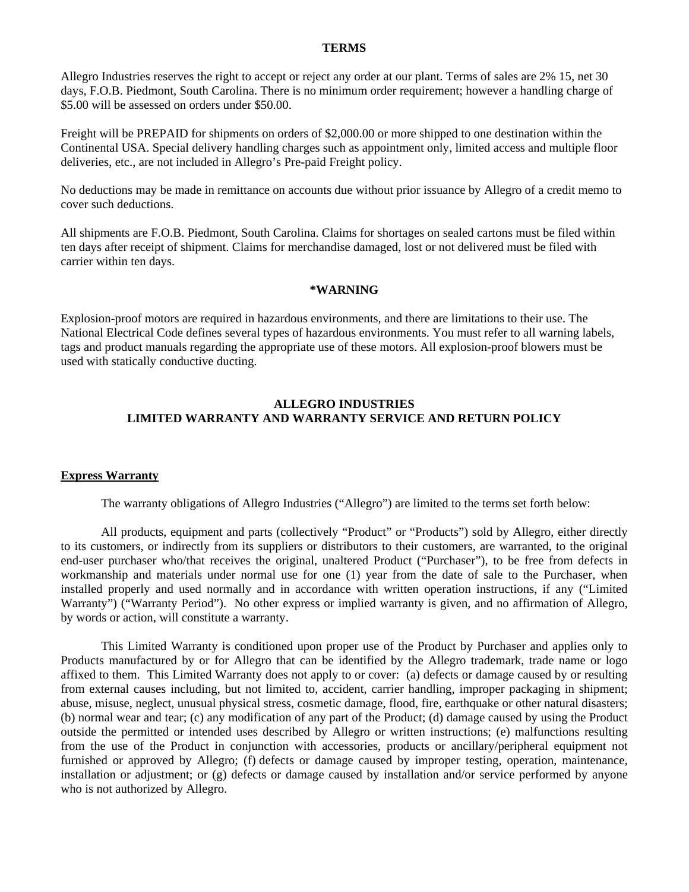## TERMS

Allegro Industries reserves the right to accept or reject any order at our plant. Terms of sales are 2% 15, net 30 days, F.O.B. Piedmont, South Carolina. There is no minimum order requirement; however a handling charge of $5.00 will be assessed on orders under $50.00.

Freight will be PREPAID for shipments on orders of $2,000.00 or more shipped to one destination within the Continental USA. Special delivery handling charges such as appointment only, limited access and multiple floor deliveries, etc., are not included in Allegro's Pre-paid Freight policy.

No deductions may be made in remittance on accounts due without prior issuance by Allegro of a credit memo to cover such deductions.

All shipments are F.O.B. Piedmont, South Carolina. Claims for shortages on sealed cartons must be filed within ten days after receipt of shipment. Claims for merchandise damaged, lost or not delivered must be filed with carrier within ten days.

## *WARNING

Explosion-proof motors are required in hazardous environments, and there are limitations to their use. The National Electrical Code defines several types of hazardous environments. You must refer to all warning labels, tags and product manuals regarding the appropriate use of these motors. All explosion-proof blowers must be used with statically conductive ducting.

## ALLEGRO INDUSTRIES
## LIMITED WARRANTY AND WARRANTY SERVICE AND RETURN POLICY

### Express Warranty

The warranty obligations of Allegro Industries ("Allegro") are limited to the terms set forth below:

All products, equipment and parts (collectively "Product" or "Products") sold by Allegro, either directly to its customers, or indirectly from its suppliers or distributors to their customers, are warranted, to the original end-user purchaser who/that receives the original, unaltered Product ("Purchaser"), to be free from defects in workmanship and materials under normal use for one (1) year from the date of sale to the Purchaser, when installed properly and used normally and in accordance with written operation instructions, if any ("Limited Warranty") ("Warranty Period"). No other express or implied warranty is given, and no affirmation of Allegro, by words or action, will constitute a warranty.

This Limited Warranty is conditioned upon proper use of the Product by Purchaser and applies only to Products manufactured by or for Allegro that can be identified by the Allegro trademark, trade name or logo affixed to them. This Limited Warranty does not apply to or cover: (a) defects or damage caused by or resulting from external causes including, but not limited to, accident, carrier handling, improper packaging in shipment; abuse, misuse, neglect, unusual physical stress, cosmetic damage, flood, fire, earthquake or other natural disasters; (b) normal wear and tear; (c) any modification of any part of the Product; (d) damage caused by using the Product outside the permitted or intended uses described by Allegro or written instructions; (e) malfunctions resulting from the use of the Product in conjunction with accessories, products or ancillary/peripheral equipment not furnished or approved by Allegro; (f) defects or damage caused by improper testing, operation, maintenance, installation or adjustment; or (g) defects or damage caused by installation and/or service performed by anyone who is not authorized by Allegro.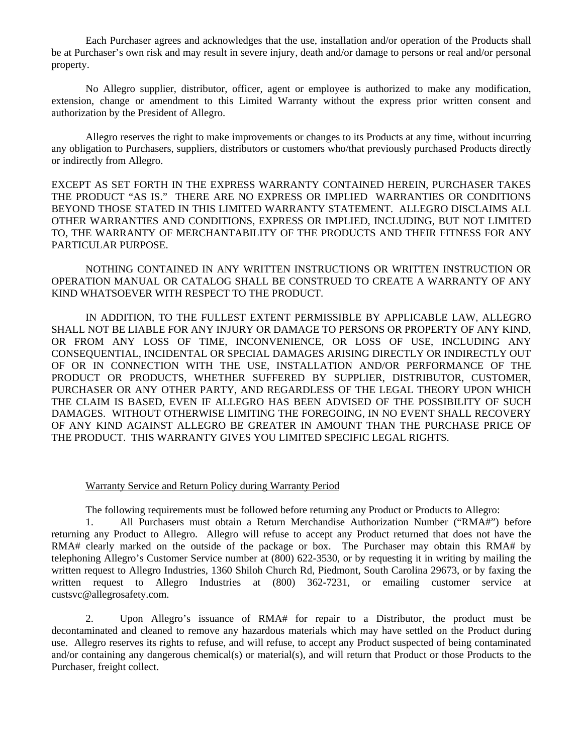Each Purchaser agrees and acknowledges that the use, installation and/or operation of the Products shall be at Purchaser's own risk and may result in severe injury, death and/or damage to persons or real and/or personal property.

No Allegro supplier, distributor, officer, agent or employee is authorized to make any modification, extension, change or amendment to this Limited Warranty without the express prior written consent and authorization by the President of Allegro.

Allegro reserves the right to make improvements or changes to its Products at any time, without incurring any obligation to Purchasers, suppliers, distributors or customers who/that previously purchased Products directly or indirectly from Allegro.

EXCEPT AS SET FORTH IN THE EXPRESS WARRANTY CONTAINED HEREIN, PURCHASER TAKES THE PRODUCT "AS IS." THERE ARE NO EXPRESS OR IMPLIED WARRANTIES OR CONDITIONS BEYOND THOSE STATED IN THIS LIMITED WARRANTY STATEMENT. ALLEGRO DISCLAIMS ALL OTHER WARRANTIES AND CONDITIONS, EXPRESS OR IMPLIED, INCLUDING, BUT NOT LIMITED TO, THE WARRANTY OF MERCHANTABILITY OF THE PRODUCTS AND THEIR FITNESS FOR ANY PARTICULAR PURPOSE.

NOTHING CONTAINED IN ANY WRITTEN INSTRUCTIONS OR WRITTEN INSTRUCTION OR OPERATION MANUAL OR CATALOG SHALL BE CONSTRUED TO CREATE A WARRANTY OF ANY KIND WHATSOEVER WITH RESPECT TO THE PRODUCT.

IN ADDITION, TO THE FULLEST EXTENT PERMISSIBLE BY APPLICABLE LAW, ALLEGRO SHALL NOT BE LIABLE FOR ANY INJURY OR DAMAGE TO PERSONS OR PROPERTY OF ANY KIND, OR FROM ANY LOSS OF TIME, INCONVENIENCE, OR LOSS OF USE, INCLUDING ANY CONSEQUENTIAL, INCIDENTAL OR SPECIAL DAMAGES ARISING DIRECTLY OR INDIRECTLY OUT OF OR IN CONNECTION WITH THE USE, INSTALLATION AND/OR PERFORMANCE OF THE PRODUCT OR PRODUCTS, WHETHER SUFFERED BY SUPPLIER, DISTRIBUTOR, CUSTOMER, PURCHASER OR ANY OTHER PARTY, AND REGARDLESS OF THE LEGAL THEORY UPON WHICH THE CLAIM IS BASED, EVEN IF ALLEGRO HAS BEEN ADVISED OF THE POSSIBILITY OF SUCH DAMAGES. WITHOUT OTHERWISE LIMITING THE FOREGOING, IN NO EVENT SHALL RECOVERY OF ANY KIND AGAINST ALLEGRO BE GREATER IN AMOUNT THAN THE PURCHASE PRICE OF THE PRODUCT. THIS WARRANTY GIVES YOU LIMITED SPECIFIC LEGAL RIGHTS.

## Warranty Service and Return Policy during Warranty Period

The following requirements must be followed before returning any Product or Products to Allegro:

1. All Purchasers must obtain a Return Merchandise Authorization Number ("RMA#") before returning any Product to Allegro. Allegro will refuse to accept any Product returned that does not have the RMA# clearly marked on the outside of the package or box. The Purchaser may obtain this RMA# by telephoning Allegro's Customer Service number at (800) 622-3530, or by requesting it in writing by mailing the written request to Allegro Industries, 1360 Shiloh Church Rd, Piedmont, South Carolina 29673, or by faxing the written request to Allegro Industries at (800) 362-7231, or emailing customer service at custsvc@allegrosafety.com.

2. Upon Allegro's issuance of RMA# for repair to a Distributor, the product must be decontaminated and cleaned to remove any hazardous materials which may have settled on the Product during use. Allegro reserves its rights to refuse, and will refuse, to accept any Product suspected of being contaminated and/or containing any dangerous chemical(s) or material(s), and will return that Product or those Products to the Purchaser, freight collect.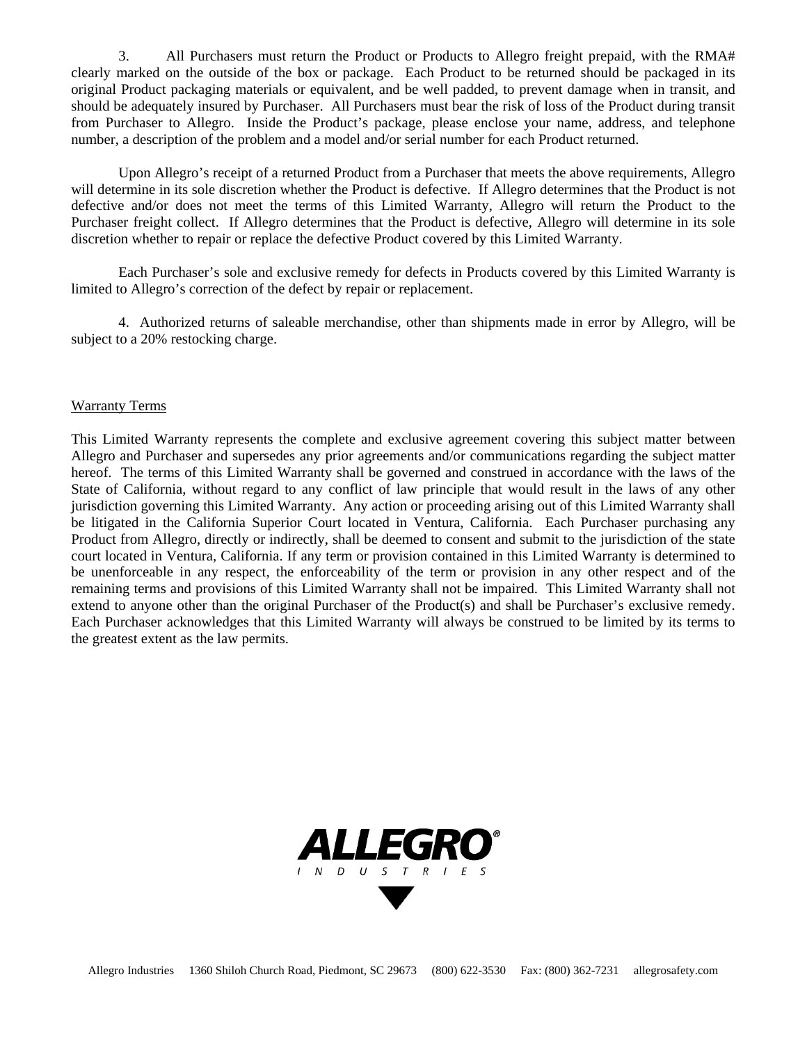3. All Purchasers must return the Product or Products to Allegro freight prepaid, with the RMA# clearly marked on the outside of the box or package. Each Product to be returned should be packaged in its original Product packaging materials or equivalent, and be well padded, to prevent damage when in transit, and should be adequately insured by Purchaser. All Purchasers must bear the risk of loss of the Product during transit from Purchaser to Allegro. Inside the Product's package, please enclose your name, address, and telephone number, a description of the problem and a model and/or serial number for each Product returned.

Upon Allegro's receipt of a returned Product from a Purchaser that meets the above requirements, Allegro will determine in its sole discretion whether the Product is defective. If Allegro determines that the Product is not defective and/or does not meet the terms of this Limited Warranty, Allegro will return the Product to the Purchaser freight collect. If Allegro determines that the Product is defective, Allegro will determine in its sole discretion whether to repair or replace the defective Product covered by this Limited Warranty.

Each Purchaser's sole and exclusive remedy for defects in Products covered by this Limited Warranty is limited to Allegro's correction of the defect by repair or replacement.

4. Authorized returns of saleable merchandise, other than shipments made in error by Allegro, will be subject to a 20% restocking charge.

## Warranty Terms

This Limited Warranty represents the complete and exclusive agreement covering this subject matter between Allegro and Purchaser and supersedes any prior agreements and/or communications regarding the subject matter hereof. The terms of this Limited Warranty shall be governed and construed in accordance with the laws of the State of California, without regard to any conflict of law principle that would result in the laws of any other jurisdiction governing this Limited Warranty. Any action or proceeding arising out of this Limited Warranty shall be litigated in the California Superior Court located in Ventura, California. Each Purchaser purchasing any Product from Allegro, directly or indirectly, shall be deemed to consent and submit to the jurisdiction of the state court located in Ventura, California. If any term or provision contained in this Limited Warranty is determined to be unenforceable in any respect, the enforceability of the term or provision in any other respect and of the remaining terms and provisions of this Limited Warranty shall not be impaired. This Limited Warranty shall not extend to anyone other than the original Purchaser of the Product(s) and shall be Purchaser's exclusive remedy. Each Purchaser acknowledges that this Limited Warranty will always be construed to be limited by its terms to the greatest extent as the law permits.

ALLEGRO®
INDUSTRIES

Allegro Industries 1360 Shiloh Church Road, Piedmont, SC 29673 (800) 622-3530 Fax: (800) 362-7231 allegrosafety.com